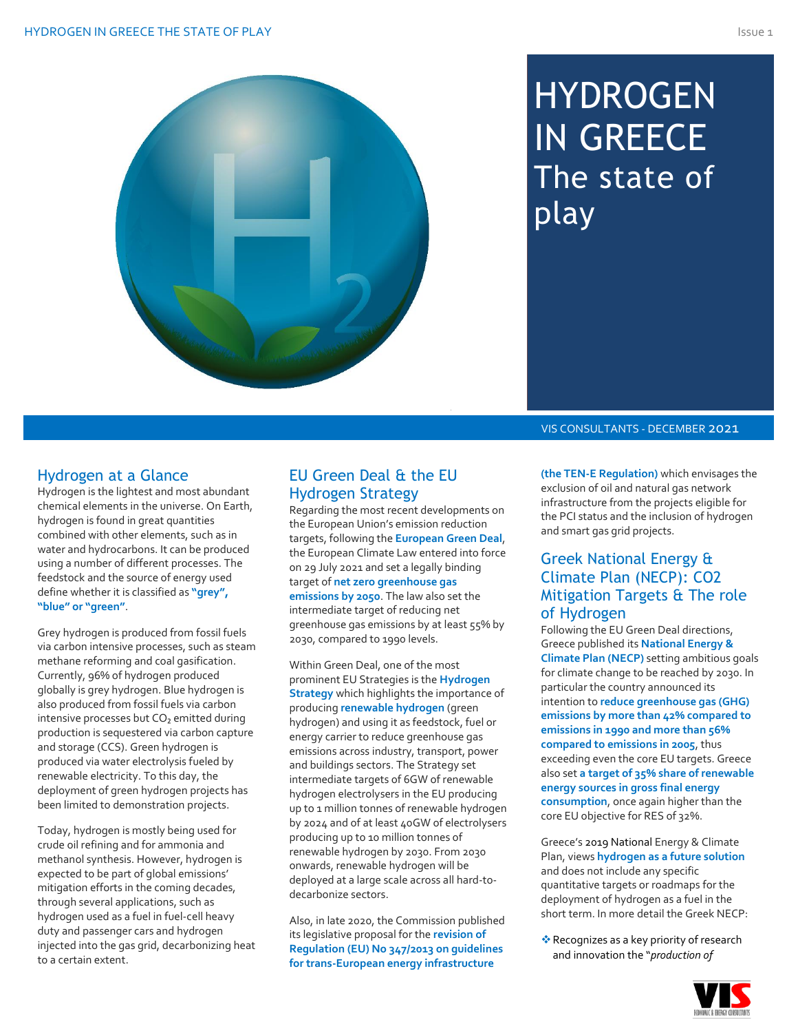# HYDROGEN IN GREECE
## The state of play

VIS CONSULTANTS - DECEMBER 2021

## Hydrogen at a Glance

Hydrogen is the lightest and most abundant chemical elements in the universe. On Earth, hydrogen is found in great quantities combined with other elements, such as in water and hydrocarbons. It can be produced using a number of different processes. The feedstock and the source of energy used define whether it is classified as **"grey", "blue" or "green"**.

Grey hydrogen is produced from fossil fuels via carbon intensive processes, such as steam methane reforming and coal gasification. Currently, 96% of hydrogen produced globally is grey hydrogen. Blue hydrogen is also produced from fossil fuels via carbon intensive processes but $CO_2$ emitted during production is sequestered via carbon capture and storage (CCS). Green hydrogen is produced via water electrolysis fueled by renewable electricity. To this day, the deployment of green hydrogen projects has been limited to demonstration projects.

Today, hydrogen is mostly being used for crude oil refining and for ammonia and methanol synthesis. However, hydrogen is expected to be part of global emissions' mitigation efforts in the coming decades, through several applications, such as hydrogen used as a fuel in fuel-cell heavy duty and passenger cars and hydrogen injected into the gas grid, decarbonizing heat to a certain extent.

## EU Green Deal & the EU Hydrogen Strategy

Regarding the most recent developments on the European Union's emission reduction targets, following the **European Green Deal**, the European Climate Law entered into force on 29 July 2021 and set a legally binding target of **net zero greenhouse gas emissions by 2050**. The law also set the intermediate target of reducing net greenhouse gas emissions by at least 55% by 2030, compared to 1990 levels.

Within Green Deal, one of the most prominent EU Strategies is the **Hydrogen Strategy** which highlights the importance of producing **renewable hydrogen** (green hydrogen) and using it as feedstock, fuel or energy carrier to reduce greenhouse gas emissions across industry, transport, power and buildings sectors. The Strategy set intermediate targets of 6GW of renewable hydrogen electrolysers in the EU producing up to 1 million tonnes of renewable hydrogen by 2024 and of at least 40GW of electrolysers producing up to 10 million tonnes of renewable hydrogen by 2030. From 2030 onwards, renewable hydrogen will be deployed at a large scale across all hard-to-decarbonize sectors.

Also, in late 2020, the Commission published its legislative proposal for the **revision of Regulation (EU) No 347/2013 on guidelines for trans-European energy infrastructure (the TEN-E Regulation)** which envisages the exclusion of oil and natural gas network infrastructure from the projects eligible for the PCI status and the inclusion of hydrogen and smart gas grid projects.

## Greek National Energy & Climate Plan (NECP): CO2 Mitigation Targets & The role of Hydrogen

Following the EU Green Deal directions, Greece published its **National Energy & Climate Plan (NECP)** setting ambitious goals for climate change to be reached by 2030. In particular the country announced its intention to **reduce greenhouse gas (GHG) emissions by more than 42% compared to emissions in 1990 and more than 56% compared to emissions in 2005**, thus exceeding even the core EU targets. Greece also set **a target of 35% share of renewable energy sources in gross final energy consumption**, once again higher than the core EU objective for RES of 32%.

Greece's 2019 National Energy & Climate Plan, views **hydrogen as a future solution** and does not include any specific quantitative targets or roadmaps for the deployment of hydrogen as a fuel in the short term. In more detail the Greek NECP:

- Recognizes as a key priority of research and innovation the "*production of*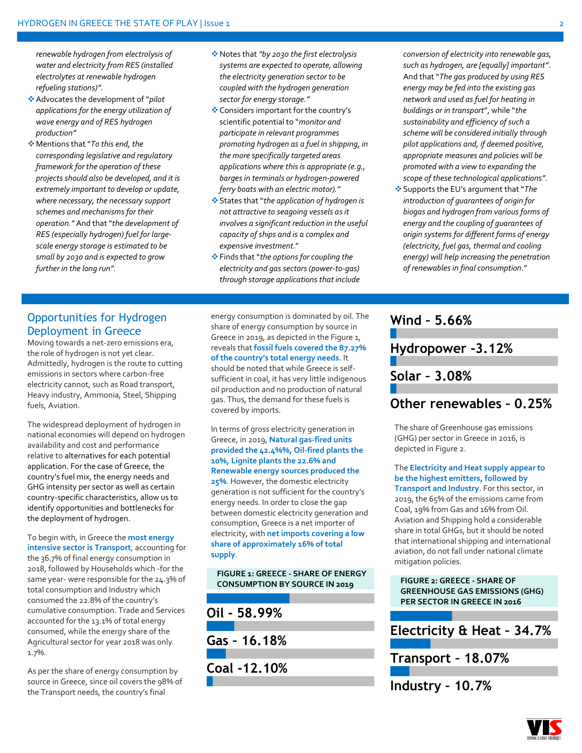*renewable hydrogen from electrolysis of water and electricity from RES (installed electrolytes at renewable hydrogen refueling stations)".*

- Advocates the development of "*pilot applications for the energy utilization of wave energy and of RES hydrogen production*"
- Mentions that "*To this end, the corresponding legislative and regulatory framework for the operation of these projects should also be developed, and it is extremely important to develop or update, where necessary, the necessary support schemes and mechanisms for their operation."* And that "*the development of RES (especially hydrogen) fuel for large-scale energy storage is estimated to be small by 2030 and is expected to grow further in the long run"*.
- Notes that *"by 2030 the first electrolysis systems are expected to operate, allowing the electricity generation sector to be coupled with the hydrogen generation sector for energy storage."*
- Considers important for the country's scientific potential to "*monitor and participate in relevant programmes promoting hydrogen as a fuel in shipping, in the more specifically targeted areas applications where this is appropriate (e.g., barges in terminals or hydrogen-powered ferry boats with an electric motor)."*
- States that "*the application of hydrogen is not attractive to seagoing vessels as it involves a significant reduction in the useful capacity of ships and is a complex and expensive investment.*"
- Finds that "*the options for coupling the electricity and gas sectors (power-to-gas) through storage applications that include conversion of electricity into renewable gas, such as hydrogen, are [equally] important"*. And that "*The gas produced by using RES energy may be fed into the existing gas network and used as fuel for heating in buildings or in transport*", while "*the sustainability and efficiency of such a scheme will be considered initially through pilot applications and, if deemed positive, appropriate measures and policies will be promoted with a view to expanding the scope of these technological applications"*.
- Supports the EU's argument that "*The introduction of guarantees of origin for biogas and hydrogen from various forms of energy and the coupling of guarantees of origin systems for different forms of energy (electricity, fuel gas, thermal and cooling energy) will help increasing the penetration of renewables in final consumption*."

## Opportunities for Hydrogen Deployment in Greece

Moving towards a net-zero emissions era, the role of hydrogen is not yet clear. Admittedly, hydrogen is the route to cutting emissions in sectors where carbon-free electricity cannot, such as Road transport, Heavy industry, Ammonia, Steel, Shipping fuels, Aviation.

The widespread deployment of hydrogen in national economies will depend on hydrogen availability and cost and performance relative to alternatives for each potential application. For the case of Greece, the country's fuel mix, the energy needs and GHG intensity per sector as well as certain country-specific characteristics, allow us to identify opportunities and bottlenecks for the deployment of hydrogen.

To begin with, in Greece the **most energy intensive sector is Transport**, accounting for the 36.7% of final energy consumption in 2018, followed by Households which -for the same year- were responsible for the 24.3% of total consumption and Industry which consumed the 22.8% of the country's cumulative consumption. Trade and Services accounted for the 13.1% of total energy consumed, while the energy share of the Agricultural sector for year 2018 was only 1.7%.

As per the share of energy consumption by source in Greece, since oil covers the 98% of the Transport needs, the country's final energy consumption is dominated by oil. The share of energy consumption by source in Greece in 2019, as depicted in the Figure 1, reveals that **fossil fuels covered the 87.27% of the country's total energy needs**. It should be noted that while Greece is self-sufficient in coal, it has very little indigenous oil production and no production of natural gas. Thus, the demand for these fuels is covered by imports.

In terms of gross electricity generation in Greece, in 2019, **Natural gas-fired units provided the 42.4%%, Oil-fired plants the 10%, Lignite plants the 22.6% and Renewable energy sources produced the 25%**. However, the domestic electricity generation is not sufficient for the country's energy needs. In order to close the gap between domestic electricity generation and consumption, Greece is a net importer of electricity, with **net imports covering a low share of approximately 16% of total supply**.

**FIGURE 1: GREECE - SHARE OF ENERGY CONSUMPTION BY SOURCE IN 2019**

**Oil - 58.99%**

**Gas - 16.18%**

**Coal -12.10%**

**Wind - 5.66%**

**Hydropower -3.12%**

**Solar - 3.08%**

**Other renewables - 0.25%**

The share of Greenhouse gas emissions (GHG) per sector in Greece in 2016, is depicted in Figure 2.

The **Electricity and Heat supply appear to be the highest emitters, followed by Transport and Industry**. For this sector, in 2019, the 65% of the emissions came from Coal, 19% from Gas and 16% from Oil. Aviation and Shipping hold a considerable share in total GHGs, but it should be noted that international shipping and international aviation, do not fall under national climate mitigation policies.

**FIGURE 2: GREECE - SHARE OF GREENHOUSE GAS EMISSIONS (GHG) PER SECTOR IN GREECE IN 2016**

**Electricity & Heat - 34.7%**

**Transport - 18.07%**

**Industry - 10.7%**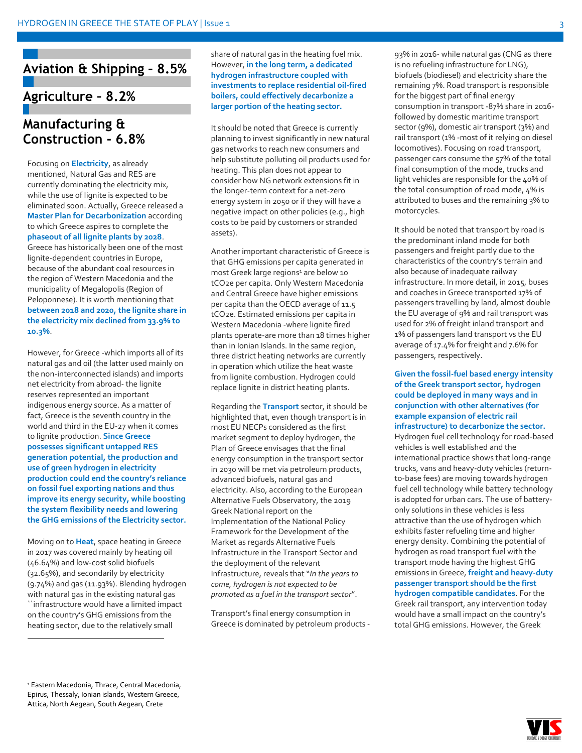## Aviation & Shipping - 8.5%

## Agriculture - 8.2%

## Manufacturing & Construction - 6.8%

Focusing on **Electricity**, as already mentioned, Natural Gas and RES are currently dominating the electricity mix, while the use of lignite is expected to be eliminated soon. Actually, Greece released a **Master Plan for Decarbonization** according to which Greece aspires to complete the **phaseout of all lignite plants by 2028**. Greece has historically been one of the most lignite-dependent countries in Europe, because of the abundant coal resources in the region of Western Macedonia and the municipality of Megalopolis (Region of Peloponnese). It is worth mentioning that **between 2018 and 2020, the lignite share in the electricity mix declined from 33.9% to 10.3%**.

However, for Greece -which imports all of its natural gas and oil (the latter used mainly on the non-interconnected islands) and imports net electricity from abroad- the lignite reserves represented an important indigenous energy source. As a matter of fact, Greece is the seventh country in the world and third in the EU-27 when it comes to lignite production. **Since Greece possesses significant untapped RES generation potential, the production and use of green hydrogen in electricity production could end the country's reliance on fossil fuel exporting nations and thus improve its energy security, while boosting the system flexibility needs and lowering the GHG emissions of the Electricity sector.**

Moving on to **Heat**, space heating in Greece in 2017 was covered mainly by heating oil (46.64%) and low-cost solid biofuels (32.65%), and secondarily by electricity (9.74%) and gas (11.93%). Blending hydrogen with natural gas in the existing natural gas ``infrastructure would have a limited impact on the country's GHG emissions from the heating sector, due to the relatively small share of natural gas in the heating fuel mix. However, **in the long term, a dedicated hydrogen infrastructure coupled with investments to replace residential oil-fired boilers, could effectively decarbonize a larger portion of the heating sector.**

It should be noted that Greece is currently planning to invest significantly in new natural gas networks to reach new consumers and help substitute polluting oil products used for heating. This plan does not appear to consider how NG network extensions fit in the longer-term context for a net-zero energy system in 2050 or if they will have a negative impact on other policies (e.g., high costs to be paid by customers or stranded assets).

Another important characteristic of Greece is that GHG emissions per capita generated in most Greek large regions[1] are below 10 tCO2e per capita. Only Western Macedonia and Central Greece have higher emissions per capita than the OECD average of 11.5 tCO2e. Estimated emissions per capita in Western Macedonia -where lignite fired plants operate-are more than 18 times higher than in Ionian Islands. In the same region, three district heating networks are currently in operation which utilize the heat waste from lignite combustion. Hydrogen could replace lignite in district heating plants.

Regarding the **Transport** sector, it should be highlighted that, even though transport is in most EU NECPs considered as the first market segment to deploy hydrogen, the Plan of Greece envisages that the final energy consumption in the transport sector in 2030 will be met via petroleum products, advanced biofuels, natural gas and electricity. Also, according to the European Alternative Fuels Observatory, the 2019 Greek National report on the Implementation of the National Policy Framework for the Development of the Market as regards Alternative Fuels Infrastructure in the Transport Sector and the deployment of the relevant Infrastructure, reveals that "*In the years to come, hydrogen is not expected to be promoted as a fuel in the transport sector*".

Transport's final energy consumption in Greece is dominated by petroleum products - 93% in 2016- while natural gas (CNG as there is no refueling infrastructure for LNG), biofuels (biodiesel) and electricity share the remaining 7%. Road transport is responsible for the biggest part of final energy consumption in transport -87% share in 2016- followed by domestic maritime transport sector (9%), domestic air transport (3%) and rail transport (1% -most of it relying on diesel locomotives). Focusing on road transport, passenger cars consume the 57% of the total final consumption of the mode, trucks and light vehicles are responsible for the 40% of the total consumption of road mode, 4% is attributed to buses and the remaining 3% to motorcycles.

It should be noted that transport by road is the predominant inland mode for both passengers and freight partly due to the characteristics of the country's terrain and also because of inadequate railway infrastructure. In more detail, in 2015, buses and coaches in Greece transported 17% of passengers travelling by land, almost double the EU average of 9% and rail transport was used for 2% of freight inland transport and 1% of passengers land transport vs the EU average of 17.4% for freight and 7.6% for passengers, respectively.

**Given the fossil-fuel based energy intensity of the Greek transport sector, hydrogen could be deployed in many ways and in conjunction with other alternatives (for example expansion of electric rail infrastructure) to decarbonize the sector.** Hydrogen fuel cell technology for road-based vehicles is well established and the international practice shows that long-range trucks, vans and heavy-duty vehicles (return-to-base fees) are moving towards hydrogen fuel cell technology while battery technology is adopted for urban cars. The use of battery-only solutions in these vehicles is less attractive than the use of hydrogen which exhibits faster refueling time and higher energy density. Combining the potential of hydrogen as road transport fuel with the transport mode having the highest GHG emissions in Greece, **freight and heavy-duty passenger transport should be the first hydrogen compatible candidates**. For the Greek rail transport, any intervention today would have a small impact on the country's total GHG emissions. However, the Greek

---

[1] Eastern Macedonia, Thrace, Central Macedonia, Epirus, Thessaly, Ionian islands, Western Greece, Attica, North Aegean, South Aegean, Crete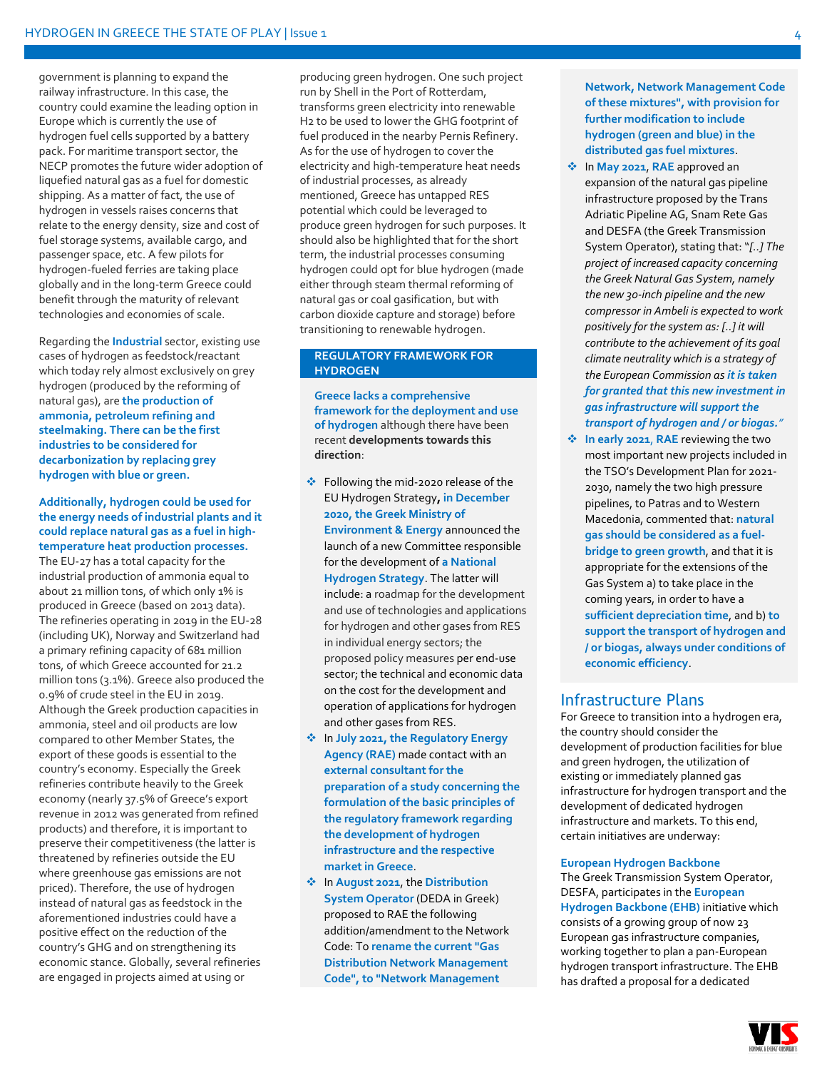government is planning to expand the railway infrastructure. In this case, the country could examine the leading option in Europe which is currently the use of hydrogen fuel cells supported by a battery pack. For maritime transport sector, the NECP promotes the future wider adoption of liquefied natural gas as a fuel for domestic shipping. As a matter of fact, the use of hydrogen in vessels raises concerns that relate to the energy density, size and cost of fuel storage systems, available cargo, and passenger space, etc. A few pilots for hydrogen-fueled ferries are taking place globally and in the long-term Greece could benefit through the maturity of relevant technologies and economies of scale.

Regarding the **Industrial** sector, existing use cases of hydrogen as feedstock/reactant which today rely almost exclusively on grey hydrogen (produced by the reforming of natural gas), are **the production of ammonia, petroleum refining and steelmaking. There can be the first industries to be considered for decarbonization by replacing grey hydrogen with blue or green.**

**Additionally, hydrogen could be used for the energy needs of industrial plants and it could replace natural gas as a fuel in high-temperature heat production processes.** The EU-27 has a total capacity for the industrial production of ammonia equal to about 21 million tons, of which only 1% is produced in Greece (based on 2013 data). The refineries operating in 2019 in the EU-28 (including UK), Norway and Switzerland had a primary refining capacity of 681 million tons, of which Greece accounted for 21.2 million tons (3.1%). Greece also produced the 0.9% of crude steel in the EU in 2019. Although the Greek production capacities in ammonia, steel and oil products are low compared to other Member States, the export of these goods is essential to the country's economy. Especially the Greek refineries contribute heavily to the Greek economy (nearly 37.5% of Greece's export revenue in 2012 was generated from refined products) and therefore, it is important to preserve their competitiveness (the latter is threatened by refineries outside the EU where greenhouse gas emissions are not priced). Therefore, the use of hydrogen instead of natural gas as feedstock in the aforementioned industries could have a positive effect on the reduction of the country's GHG and on strengthening its economic stance. Globally, several refineries are engaged in projects aimed at using or producing green hydrogen. One such project run by Shell in the Port of Rotterdam, transforms green electricity into renewable H2 to be used to lower the GHG footprint of fuel produced in the nearby Pernis Refinery. As for the use of hydrogen to cover the electricity and high-temperature heat needs of industrial processes, as already mentioned, Greece has untapped RES potential which could be leveraged to produce green hydrogen for such purposes. It should also be highlighted that for the short term, the industrial processes consuming hydrogen could opt for blue hydrogen (made either through steam thermal reforming of natural gas or coal gasification, but with carbon dioxide capture and storage) before transitioning to renewable hydrogen.

## REGULATORY FRAMEWORK FOR HYDROGEN

**Greece lacks a comprehensive framework for the deployment and use of hydrogen** although there have been recent **developments towards this direction**:

- Following the mid-2020 release of the EU Hydrogen Strategy**, in December 2020, the Greek Ministry of Environment & Energy** announced the launch of a new Committee responsible for the development of **a National Hydrogen Strategy**. The latter will include: a roadmap for the development and use of technologies and applications for hydrogen and other gases from RES in individual energy sectors; the proposed policy measures per end-use sector; the technical and economic data on the cost for the development and operation of applications for hydrogen and other gases from RES.
- In **July 2021, the Regulatory Energy Agency (RAE)** made contact with an **external consultant for the preparation of a study concerning the formulation of the basic principles of the regulatory framework regarding the development of hydrogen infrastructure and the respective market in Greece**.
- In **August 2021**, the **Distribution System Operator** (DEDA in Greek) proposed to RAE the following addition/amendment to the Network Code: To **rename the current "Gas Distribution Network Management Code", to "Network Management Network, Network Management Code of these mixtures", with provision for further modification to include hydrogen (green and blue) in the distributed gas fuel mixtures**.
- In **May 2021**, **RAE** approved an expansion of the natural gas pipeline infrastructure proposed by the Trans Adriatic Pipeline AG, Snam Rete Gas and DESFA (the Greek Transmission System Operator), stating that: "*[..] The project of increased capacity concerning the Greek Natural Gas System, namely the new 30-inch pipeline and the new compressor in Ambeli is expected to work positively for the system as: [..] it will contribute to the achievement of its goal climate neutrality which is a strategy of the European Commission as **it is taken for granted that this new investment in gas infrastructure will support the transport of hydrogen and / or biogas.**"*
- **In early 2021**, **RAE** reviewing the two most important new projects included in the TSO's Development Plan for 2021-2030, namely the two high pressure pipelines, to Patras and to Western Macedonia, commented that: **natural gas should be considered as a fuel-bridge to green growth**, and that it is appropriate for the extensions of the Gas System a) to take place in the coming years, in order to have a **sufficient depreciation time**, and b) **to support the transport of hydrogen and / or biogas, always under conditions of economic efficiency**.

## Infrastructure Plans

For Greece to transition into a hydrogen era, the country should consider the development of production facilities for blue and green hydrogen, the utilization of existing or immediately planned gas infrastructure for hydrogen transport and the development of dedicated hydrogen infrastructure and markets. To this end, certain initiatives are underway:

### European Hydrogen Backbone

The Greek Transmission System Operator, DESFA, participates in the **European Hydrogen Backbone (EHB)** initiative which consists of a growing group of now 23 European gas infrastructure companies, working together to plan a pan-European hydrogen transport infrastructure. The EHB has drafted a proposal for a dedicated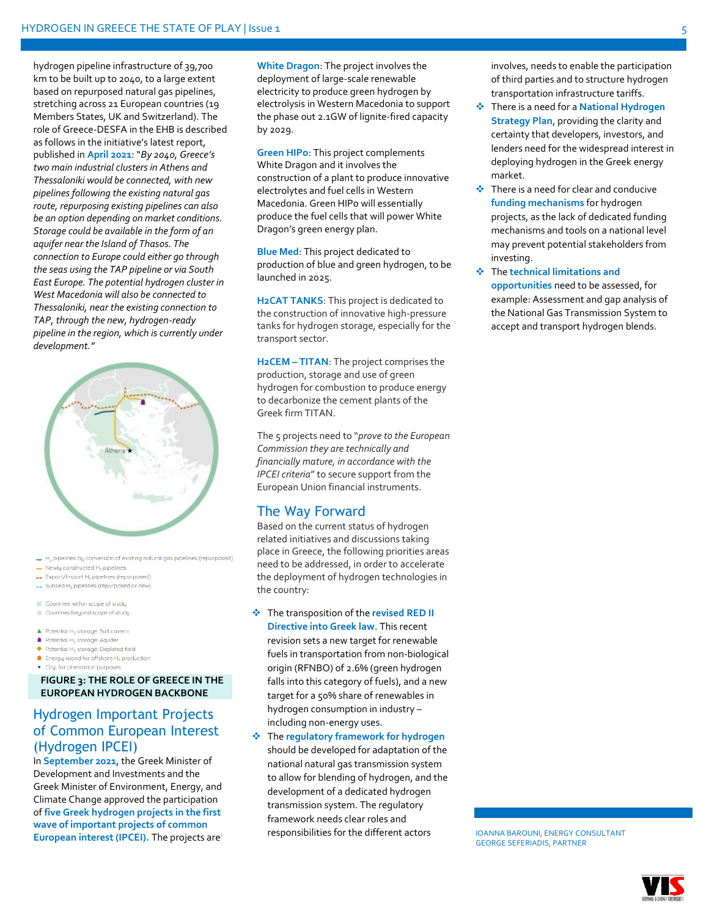hydrogen pipeline infrastructure of 39,700 km to be built up to 2040, to a large extent based on repurposed natural gas pipelines, stretching across 21 European countries (19 Members States, UK and Switzerland). The role of Greece-DESFA in the EHB is described as follows in the initiative's latest report, published in **April 2021**: "*By 2040, Greece's two main industrial clusters in Athens and Thessaloniki would be connected, with new pipelines following the existing natural gas route, repurposing existing pipelines can also be an option depending on market conditions. Storage could be available in the form of an aquifer near the Island of Thasos. The connection to Europe could either go through the seas using the TAP pipeline or via South East Europe. The potential hydrogen cluster in West Macedonia will also be connected to Thessaloniki, near the existing connection to TAP, through the new, hydrogen-ready pipeline in the region, which is currently under development.*"

— $H_2$ pipelines by conversion of existing natural gas pipelines (repurposed)
— Newly constructed $H_2$ pipelines
-- Export/Import $H_2$ pipelines (repurposed)
-- Subsea $H_2$ pipelines (repurposed or new)

Countries within scope of study
Countries beyond scope of study

Potential $H_2$ storage: Salt cavern
Potential $H_2$ storage: Aquifer
Potential $H_2$ storage: Depleted field
Energy island for offshore $H_2$ production
City, for orientation purposes

**FIGURE 3: THE ROLE OF GREECE IN THE EUROPEAN HYDROGEN BACKBONE**

## Hydrogen Important Projects of Common European Interest (Hydrogen IPCEI)

In **September 2021**, the Greek Minister of Development and Investments and the Greek Minister of Environment, Energy, and Climate Change approved the participation of **five Greek hydrogen projects in the first wave of important projects of common European interest (IPCEI).** The projects are:

**White Dragon**: The project involves the deployment of large-scale renewable electricity to produce green hydrogen by electrolysis in Western Macedonia to support the phase out 2.1GW of lignite-fired capacity by 2029.

**Green HIPo**: This project complements White Dragon and it involves the construction of a plant to produce innovative electrolytes and fuel cells in Western Macedonia. Green HIPo will essentially produce the fuel cells that will power White Dragon's green energy plan.

**Blue Med**: This project dedicated to production of blue and green hydrogen, to be launched in 2025.

**H2CAT TANKS**: This project is dedicated to the construction of innovative high-pressure tanks for hydrogen storage, especially for the transport sector.

**H2CEM – TITAN**: The project comprises the production, storage and use of green hydrogen for combustion to produce energy to decarbonize the cement plants of the Greek firm TITAN.

The 5 projects need to "*prove to the European Commission they are technically and financially mature, in accordance with the IPCEI criteria*" to secure support from the European Union financial instruments.

## The Way Forward

Based on the current status of hydrogen related initiatives and discussions taking place in Greece, the following priorities areas need to be addressed, in order to accelerate the deployment of hydrogen technologies in the country:

- The transposition of the **revised RED II Directive into Greek law**. This recent revision sets a new target for renewable fuels in transportation from non-biological origin (RFNBO) of 2.6% (green hydrogen falls into this category of fuels), and a new target for a 50% share of renewables in hydrogen consumption in industry – including non-energy uses.
- The **regulatory framework for hydrogen** should be developed for adaptation of the national natural gas transmission system to allow for blending of hydrogen, and the development of a dedicated hydrogen transmission system. The regulatory framework needs clear roles and responsibilities for the different actors involves, needs to enable the participation of third parties and to structure hydrogen transportation infrastructure tariffs.
- There is a need for a **National Hydrogen Strategy Plan**, providing the clarity and certainty that developers, investors, and lenders need for the widespread interest in deploying hydrogen in the Greek energy market.
- There is a need for clear and conducive **funding mechanisms** for hydrogen projects, as the lack of dedicated funding mechanisms and tools on a national level may prevent potential stakeholders from investing.
- The **technical limitations and opportunities** need to be assessed, for example: Assessment and gap analysis of the National Gas Transmission System to accept and transport hydrogen blends.

IOANNA BAROUNI, ENERGY CONSULTANT
GEORGE SEFERIADIS, PARTNER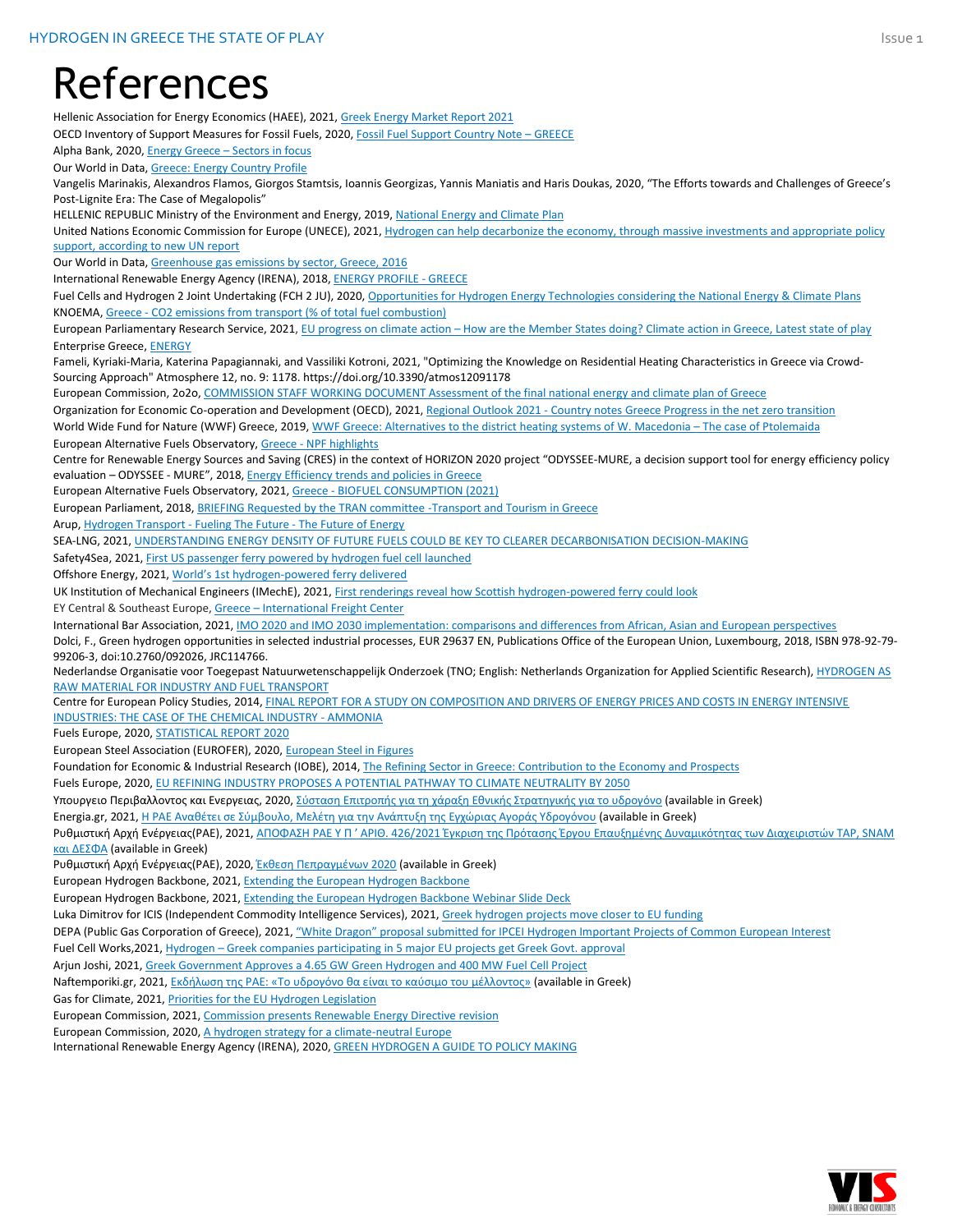# References

Hellenic Association for Energy Economics (HAEE), 2021, Greek Energy Market Report 2021

OECD Inventory of Support Measures for Fossil Fuels, 2020, Fossil Fuel Support Country Note – GREECE

Alpha Bank, 2020, Energy Greece – Sectors in focus

Our World in Data, Greece: Energy Country Profile

Vangelis Marinakis, Alexandros Flamos, Giorgos Stamtsis, Ioannis Georgizas, Yannis Maniatis and Haris Doukas, 2020, "The Efforts towards and Challenges of Greece's Post-Lignite Era: The Case of Megalopolis"

HELLENIC REPUBLIC Ministry of the Environment and Energy, 2019, National Energy and Climate Plan

United Nations Economic Commission for Europe (UNECE), 2021, Hydrogen can help decarbonize the economy, through massive investments and appropriate policy support, according to new UN report

Our World in Data, Greenhouse gas emissions by sector, Greece, 2016

International Renewable Energy Agency (IRENA), 2018, ENERGY PROFILE - GREECE

Fuel Cells and Hydrogen 2 Joint Undertaking (FCH 2 JU), 2020, Opportunities for Hydrogen Energy Technologies considering the National Energy & Climate Plans

KNOEMA, Greece - CO2 emissions from transport (% of total fuel combustion)

European Parliamentary Research Service, 2021, EU progress on climate action – How are the Member States doing? Climate action in Greece, Latest state of play

Enterprise Greece, ENERGY

Fameli, Kyriaki-Maria, Katerina Papagiannaki, and Vassiliki Kotroni, 2021, "Optimizing the Knowledge on Residential Heating Characteristics in Greece via Crowd-Sourcing Approach" Atmosphere 12, no. 9: 1178. https://doi.org/10.3390/atmos12091178

European Commission, 2o2o, COMMISSION STAFF WORKING DOCUMENT Assessment of the final national energy and climate plan of Greece

Organization for Economic Co-operation and Development (OECD), 2021, Regional Outlook 2021 - Country notes Greece Progress in the net zero transition

World Wide Fund for Nature (WWF) Greece, 2019, WWF Greece: Alternatives to the district heating systems of W. Macedonia – The case of Ptolemaida

European Alternative Fuels Observatory, Greece - NPF highlights

Centre for Renewable Energy Sources and Saving (CRES) in the context of HORIZON 2020 project "ODYSSEE-MURE, a decision support tool for energy efficiency policy evaluation – ODYSSEE - MURE", 2018, Energy Efficiency trends and policies in Greece

European Alternative Fuels Observatory, 2021, Greece - BIOFUEL CONSUMPTION (2021)

European Parliament, 2018, BRIEFING Requested by the TRAN committee -Transport and Tourism in Greece

Arup, Hydrogen Transport - Fueling The Future - The Future of Energy

SEA-LNG, 2021, UNDERSTANDING ENERGY DENSITY OF FUTURE FUELS COULD BE KEY TO CLEARER DECARBONISATION DECISION-MAKING

Safety4Sea, 2021, First US passenger ferry powered by hydrogen fuel cell launched

Offshore Energy, 2021, World's 1st hydrogen-powered ferry delivered

UK Institution of Mechanical Engineers (IMechE), 2021, First renderings reveal how Scottish hydrogen-powered ferry could look

EY Central & Southeast Europe, Greece – International Freight Center

International Bar Association, 2021, IMO 2020 and IMO 2030 implementation: comparisons and differences from African, Asian and European perspectives

Dolci, F., Green hydrogen opportunities in selected industrial processes, EUR 29637 EN, Publications Office of the European Union, Luxembourg, 2018, ISBN 978-92-79-99206-3, doi:10.2760/092026, JRC114766.

Nederlandse Organisatie voor Toegepast Natuurwetenschappelijk Onderzoek (TNO; English: Netherlands Organization for Applied Scientific Research), HYDROGEN AS RAW MATERIAL FOR INDUSTRY AND FUEL TRANSPORT

Centre for European Policy Studies, 2014, FINAL REPORT FOR A STUDY ON COMPOSITION AND DRIVERS OF ENERGY PRICES AND COSTS IN ENERGY INTENSIVE INDUSTRIES: THE CASE OF THE CHEMICAL INDUSTRY - AMMONIA

Fuels Europe, 2020, STATISTICAL REPORT 2020

European Steel Association (EUROFER), 2020, European Steel in Figures

Foundation for Economic & Industrial Research (IOBE), 2014, The Refining Sector in Greece: Contribution to the Economy and Prospects

Fuels Europe, 2020, EU REFINING INDUSTRY PROPOSES A POTENTIAL PATHWAY TO CLIMATE NEUTRALITY BY 2050

Υπουργειο Περιβαλλοντος και Ενεργειας, 2020, Σύσταση Επιτροπής για τη χάραξη Εθνικής Στρατηγικής για το υδρογόνο (available in Greek)

Energia.gr, 2021, Η ΡΑΕ Αναθέτει σε Σύμβουλο, Μελέτη για την Ανάπτυξη της Εγχώριας Αγοράς Υδρογόνου (available in Greek)

Ρυθμιστική Αρχή Ενέργειας(ΡΑΕ), 2021, ΑΠΟΦΑΣΗ ΡΑΕ Υ Π ' ΑΡΙΘ. 426/2021 Έγκριση της Πρότασης Έργου Επαυξημένης Δυναμικότητας των Διαχειριστών TAP, SNAM και ΔΕΣΦΑ (available in Greek)

Ρυθμιστική Αρχή Ενέργειας(ΡΑΕ), 2020, Έκθεση Πεπραγμένων 2020 (available in Greek)

European Hydrogen Backbone, 2021, Extending the European Hydrogen Backbone

European Hydrogen Backbone, 2021, Extending the European Hydrogen Backbone Webinar Slide Deck

Luka Dimitrov for ICIS (Independent Commodity Intelligence Services), 2021, Greek hydrogen projects move closer to EU funding

DEPA (Public Gas Corporation of Greece), 2021, "White Dragon" proposal submitted for IPCEI Hydrogen Important Projects of Common European Interest

Fuel Cell Works,2021, Hydrogen – Greek companies participating in 5 major EU projects get Greek Govt. approval

Arjun Joshi, 2021, Greek Government Approves a 4.65 GW Green Hydrogen and 400 MW Fuel Cell Project

Naftemporiki.gr, 2021, Εκδήλωση της ΡΑΕ: «Το υδρογόνο θα είναι το καύσιμο του μέλλοντος» (available in Greek)

Gas for Climate, 2021, Priorities for the EU Hydrogen Legislation

European Commission, 2021, Commission presents Renewable Energy Directive revision

European Commission, 2020, A hydrogen strategy for a climate-neutral Europe

International Renewable Energy Agency (IRENA), 2020, GREEN HYDROGEN A GUIDE TO POLICY MAKING